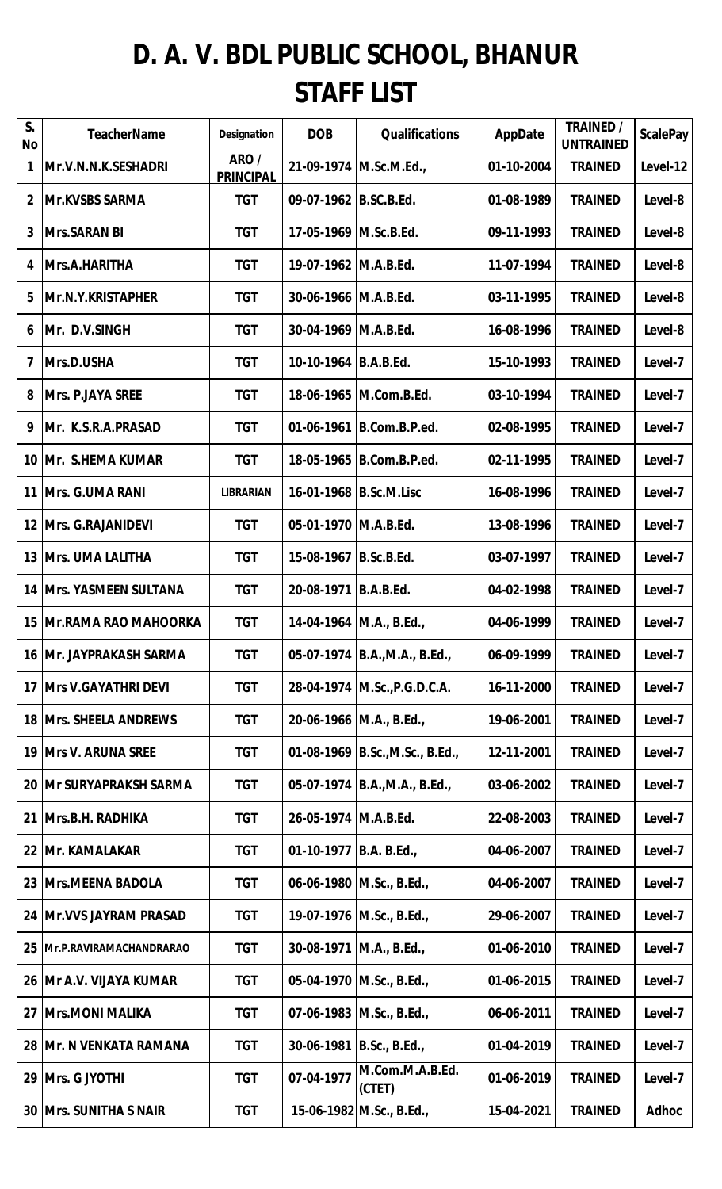# D. A. V. BDL PUBLIC SCHOOL, BHANUR

## STAFF LIST

| S. No | TeacherName | Designation | DOB | Qualifications | AppDate | TRAINED / UNTRAINED | ScalePay |
|---|---|---|---|---|---|---|---|
| 1 | Mr.V.N.N.K.SESHADRI | ARO / PRINCIPAL | 21-09-1974 | M.Sc.M.Ed., | 01-10-2004 | TRAINED | Level-12 |
| 2 | Mr.KVSBS SARMA | TGT | 09-07-1962 | B.SC.B.Ed. | 01-08-1989 | TRAINED | Level-8 |
| 3 | Mrs.SARAN BI | TGT | 17-05-1969 | M.Sc.B.Ed. | 09-11-1993 | TRAINED | Level-8 |
| 4 | Mrs.A.HARITHA | TGT | 19-07-1962 | M.A.B.Ed. | 11-07-1994 | TRAINED | Level-8 |
| 5 | Mr.N.Y.KRISTAPHER | TGT | 30-06-1966 | M.A.B.Ed. | 03-11-1995 | TRAINED | Level-8 |
| 6 | Mr. D.V.SINGH | TGT | 30-04-1969 | M.A.B.Ed. | 16-08-1996 | TRAINED | Level-8 |
| 7 | Mrs.D.USHA | TGT | 10-10-1964 | B.A.B.Ed. | 15-10-1993 | TRAINED | Level-7 |
| 8 | Mrs. P.JAYA SREE | TGT | 18-06-1965 | M.Com.B.Ed. | 03-10-1994 | TRAINED | Level-7 |
| 9 | Mr. K.S.R.A.PRASAD | TGT | 01-06-1961 | B.Com.B.P.ed. | 02-08-1995 | TRAINED | Level-7 |
| 10 | Mr. S.HEMA KUMAR | TGT | 18-05-1965 | B.Com.B.P.ed. | 02-11-1995 | TRAINED | Level-7 |
| 11 | Mrs. G.UMA RANI | LIBRARIAN | 16-01-1968 | B.Sc.M.Lisc | 16-08-1996 | TRAINED | Level-7 |
| 12 | Mrs. G.RAJANIDEVI | TGT | 05-01-1970 | M.A.B.Ed. | 13-08-1996 | TRAINED | Level-7 |
| 13 | Mrs. UMA LALITHA | TGT | 15-08-1967 | B.Sc.B.Ed. | 03-07-1997 | TRAINED | Level-7 |
| 14 | Mrs. YASMEEN SULTANA | TGT | 20-08-1971 | B.A.B.Ed. | 04-02-1998 | TRAINED | Level-7 |
| 15 | Mr.RAMA RAO MAHOORKA | TGT | 14-04-1964 | M.A., B.Ed., | 04-06-1999 | TRAINED | Level-7 |
| 16 | Mr. JAYPRAKASH SARMA | TGT | 05-07-1974 | B.A.,M.A., B.Ed., | 06-09-1999 | TRAINED | Level-7 |
| 17 | Mrs V.GAYATHRI DEVI | TGT | 28-04-1974 | M.Sc.,P.G.D.C.A. | 16-11-2000 | TRAINED | Level-7 |
| 18 | Mrs. SHEELA ANDREWS | TGT | 20-06-1966 | M.A., B.Ed., | 19-06-2001 | TRAINED | Level-7 |
| 19 | Mrs V. ARUNA SREE | TGT | 01-08-1969 | B.Sc.,M.Sc., B.Ed., | 12-11-2001 | TRAINED | Level-7 |
| 20 | Mr SURYAPRAKSH SARMA | TGT | 05-07-1974 | B.A.,M.A., B.Ed., | 03-06-2002 | TRAINED | Level-7 |
| 21 | Mrs.B.H. RADHIKA | TGT | 26-05-1974 | M.A.B.Ed. | 22-08-2003 | TRAINED | Level-7 |
| 22 | Mr. KAMALAKAR | TGT | 01-10-1977 | B.A. B.Ed., | 04-06-2007 | TRAINED | Level-7 |
| 23 | Mrs.MEENA BADOLA | TGT | 06-06-1980 | M.Sc., B.Ed., | 04-06-2007 | TRAINED | Level-7 |
| 24 | Mr.VVS JAYRAM PRASAD | TGT | 19-07-1976 | M.Sc., B.Ed., | 29-06-2007 | TRAINED | Level-7 |
| 25 | Mr.P.RAVIRAMACHANDRARAO | TGT | 30-08-1971 | M.A., B.Ed., | 01-06-2010 | TRAINED | Level-7 |
| 26 | Mr A.V. VIJAYA KUMAR | TGT | 05-04-1970 | M.Sc., B.Ed., | 01-06-2015 | TRAINED | Level-7 |
| 27 | Mrs.MONI MALIKA | TGT | 07-06-1983 | M.Sc., B.Ed., | 06-06-2011 | TRAINED | Level-7 |
| 28 | Mr. N VENKATA RAMANA | TGT | 30-06-1981 | B.Sc., B.Ed., | 01-04-2019 | TRAINED | Level-7 |
| 29 | Mrs. G JYOTHI | TGT | 07-04-1977 | M.Com.M.A.B.Ed. (CTET) | 01-06-2019 | TRAINED | Level-7 |
| 30 | Mrs. SUNITHA S NAIR | TGT | 15-06-1982 | M.Sc., B.Ed., | 15-04-2021 | TRAINED | Adhoc |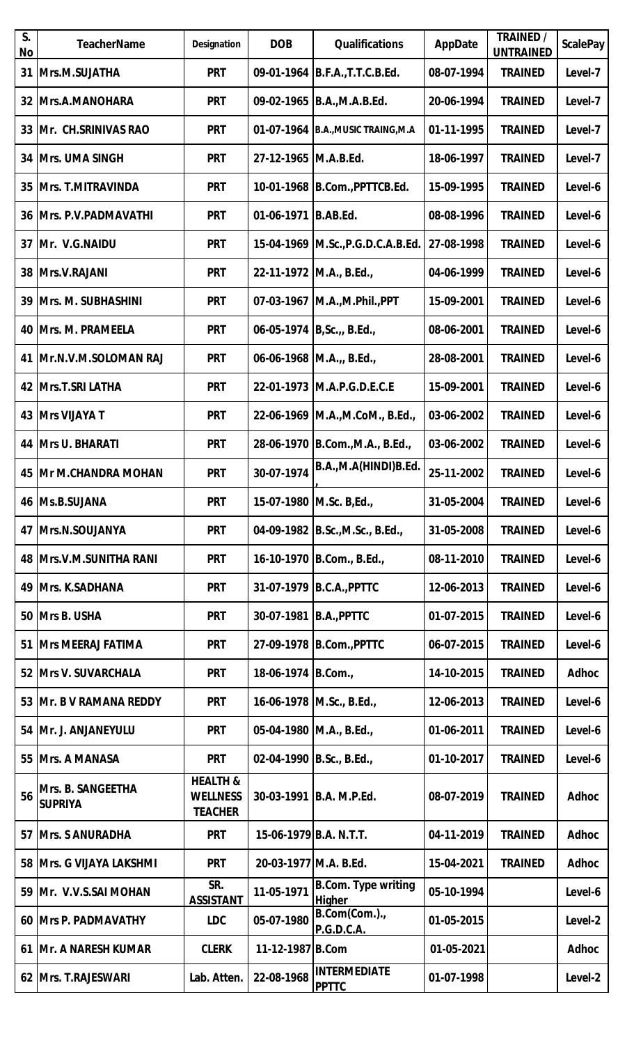| S. No | TeacherName | Designation | DOB | Qualifications | AppDate | TRAINED / UNTRAINED | ScalePay |
|---|---|---|---|---|---|---|---|
| 31 | Mrs.M.SUJATHA | PRT | 09-01-1964 | B.F.A.,T.T.C.B.Ed. | 08-07-1994 | TRAINED | Level-7 |
| 32 | Mrs.A.MANOHARA | PRT | 09-02-1965 | B.A.,M.A.B.Ed. | 20-06-1994 | TRAINED | Level-7 |
| 33 | Mr. CH.SRINIVAS RAO | PRT | 01-07-1964 | B.A.,MUSIC TRAING,M.A | 01-11-1995 | TRAINED | Level-7 |
| 34 | Mrs. UMA SINGH | PRT | 27-12-1965 | M.A.B.Ed. | 18-06-1997 | TRAINED | Level-7 |
| 35 | Mrs. T.MITRAVINDA | PRT | 10-01-1968 | B.Com.,PPTTCB.Ed. | 15-09-1995 | TRAINED | Level-6 |
| 36 | Mrs. P.V.PADMAVATHI | PRT | 01-06-1971 | B.AB.Ed. | 08-08-1996 | TRAINED | Level-6 |
| 37 | Mr. V.G.NAIDU | PRT | 15-04-1969 | M.Sc.,P.G.D.C.A.B.Ed. | 27-08-1998 | TRAINED | Level-6 |
| 38 | Mrs.V.RAJANI | PRT | 22-11-1972 | M.A., B.Ed., | 04-06-1999 | TRAINED | Level-6 |
| 39 | Mrs. M. SUBHASHINI | PRT | 07-03-1967 | M.A.,M.Phil.,PPT | 15-09-2001 | TRAINED | Level-6 |
| 40 | Mrs. M. PRAMEELA | PRT | 06-05-1974 | B,Sc.,, B.Ed., | 08-06-2001 | TRAINED | Level-6 |
| 41 | Mr.N.V.M.SOLOMAN RAJ | PRT | 06-06-1968 | M.A.,, B.Ed., | 28-08-2001 | TRAINED | Level-6 |
| 42 | Mrs.T.SRI LATHA | PRT | 22-01-1973 | M.A.P.G.D.E.C.E | 15-09-2001 | TRAINED | Level-6 |
| 43 | Mrs VIJAYA T | PRT | 22-06-1969 | M.A.,M.CoM., B.Ed., | 03-06-2002 | TRAINED | Level-6 |
| 44 | Mrs U. BHARATI | PRT | 28-06-1970 | B.Com.,M.A., B.Ed., | 03-06-2002 | TRAINED | Level-6 |
| 45 | Mr M.CHANDRA MOHAN | PRT | 30-07-1974 | B.A.,M.A(HINDI)B.Ed., | 25-11-2002 | TRAINED | Level-6 |
| 46 | Ms.B.SUJANA | PRT | 15-07-1980 | M.Sc. B,Ed., | 31-05-2004 | TRAINED | Level-6 |
| 47 | Mrs.N.SOUJANYA | PRT | 04-09-1982 | B.Sc.,M.Sc., B.Ed., | 31-05-2008 | TRAINED | Level-6 |
| 48 | Mrs.V.M.SUNITHA RANI | PRT | 16-10-1970 | B.Com., B.Ed., | 08-11-2010 | TRAINED | Level-6 |
| 49 | Mrs. K.SADHANA | PRT | 31-07-1979 | B.C.A.,PPTTC | 12-06-2013 | TRAINED | Level-6 |
| 50 | Mrs B. USHA | PRT | 30-07-1981 | B.A.,PPTTC | 01-07-2015 | TRAINED | Level-6 |
| 51 | Mrs MEERAJ FATIMA | PRT | 27-09-1978 | B.Com.,PPTTC | 06-07-2015 | TRAINED | Level-6 |
| 52 | Mrs V. SUVARCHALA | PRT | 18-06-1974 | B.Com., | 14-10-2015 | TRAINED | Adhoc |
| 53 | Mr. B V RAMANA REDDY | PRT | 16-06-1978 | M.Sc., B.Ed., | 12-06-2013 | TRAINED | Level-6 |
| 54 | Mr. J. ANJANEYULU | PRT | 05-04-1980 | M.A., B.Ed., | 01-06-2011 | TRAINED | Level-6 |
| 55 | Mrs. A MANASA | PRT | 02-04-1990 | B.Sc., B.Ed., | 01-10-2017 | TRAINED | Level-6 |
| 56 | Mrs. B. SANGEETHA SUPRIYA | HEALTH & WELLNESS TEACHER | 30-03-1991 | B.A. M.P.Ed. | 08-07-2019 | TRAINED | Adhoc |
| 57 | Mrs. S ANURADHA | PRT | 15-06-1979 | B.A. N.T.T. | 04-11-2019 | TRAINED | Adhoc |
| 58 | Mrs. G VIJAYA LAKSHMI | PRT | 20-03-1977 | M.A. B.Ed. | 15-04-2021 | TRAINED | Adhoc |
| 59 | Mr. V.V.S.SAI MOHAN | SR. ASSISTANT | 11-05-1971 | B.Com. Type writing Higher | 05-10-1994 | | Level-6 |
| 60 | Mrs P. PADMAVATHY | LDC | 05-07-1980 | B.Com(Com.)., P.G.D.C.A. | 01-05-2015 | | Level-2 |
| 61 | Mr. A NARESH KUMAR | CLERK | 11-12-1987 | B.Com | 01-05-2021 | | Adhoc |
| 62 | Mrs. T.RAJESWARI | Lab. Atten. | 22-08-1968 | INTERMEDIATE PPTTC | 01-07-1998 | | Level-2 |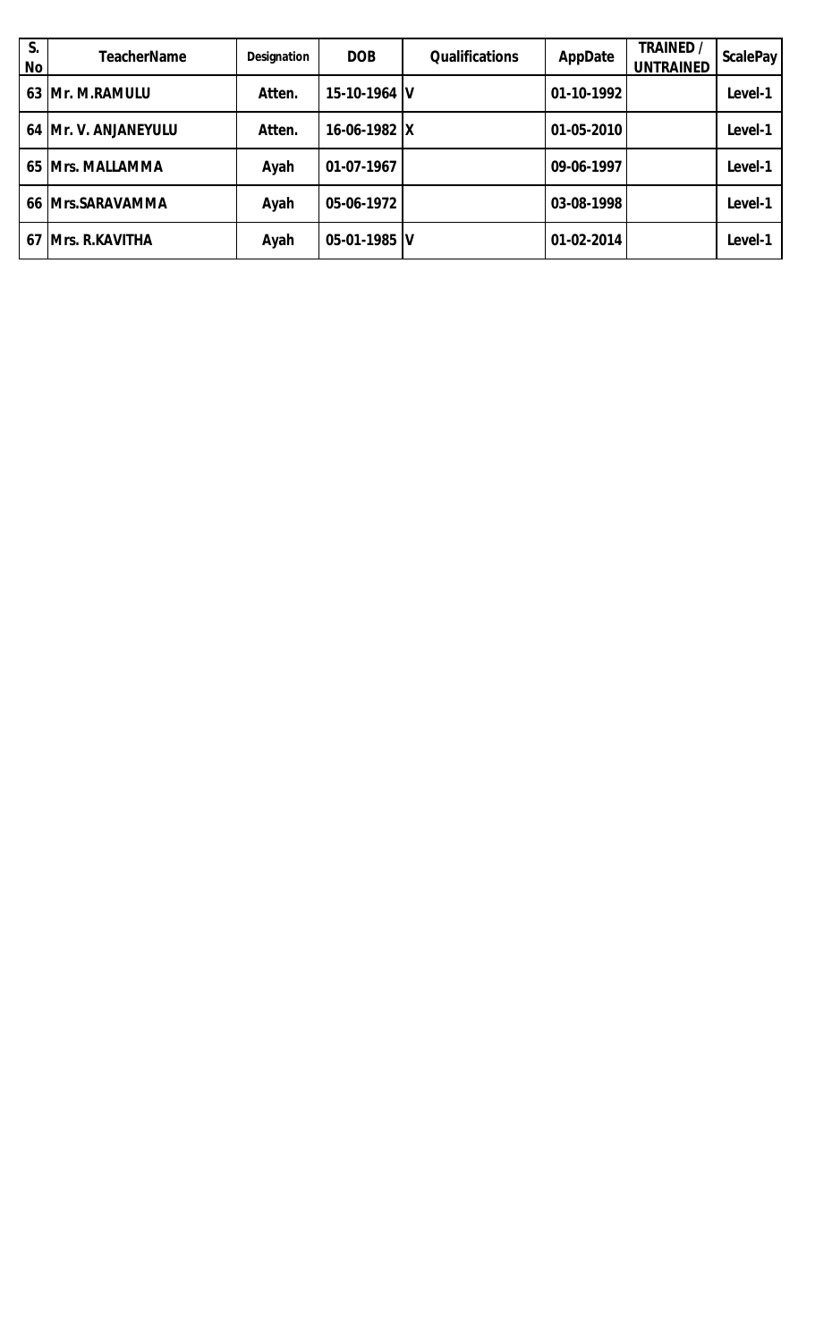| S. No | TeacherName | Designation | DOB | Qualifications | AppDate | TRAINED / UNTRAINED | ScalePay |
|---|---|---|---|---|---|---|---|
| 63 | Mr. M.RAMULU | Atten. | 15-10-1964 | V | 01-10-1992 | | Level-1 |
| 64 | Mr. V. ANJANEYULU | Atten. | 16-06-1982 | X | 01-05-2010 | | Level-1 |
| 65 | Mrs. MALLAMMA | Ayah | 01-07-1967 | | 09-06-1997 | | Level-1 |
| 66 | Mrs.SARAVAMMA | Ayah | 05-06-1972 | | 03-08-1998 | | Level-1 |
| 67 | Mrs. R.KAVITHA | Ayah | 05-01-1985 | V | 01-02-2014 | | Level-1 |